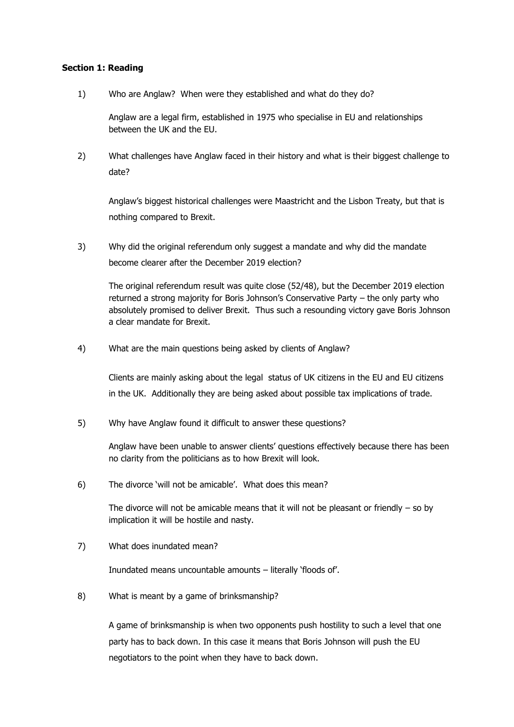**Section 1: Reading**

1) Who are Anglaw? When were they established and what do they do?

   Anglaw are a legal firm, established in 1975 who specialise in EU and relationships between the UK and the EU.

2) What challenges have Anglaw faced in their history and what is their biggest challenge to date?

   Anglaw's biggest historical challenges were Maastricht and the Lisbon Treaty, but that is nothing compared to Brexit.

3) Why did the original referendum only suggest a mandate and why did the mandate become clearer after the December 2019 election?

   The original referendum result was quite close (52/48), but the December 2019 election returned a strong majority for Boris Johnson's Conservative Party – the only party who absolutely promised to deliver Brexit. Thus such a resounding victory gave Boris Johnson a clear mandate for Brexit.

4) What are the main questions being asked by clients of Anglaw?

   Clients are mainly asking about the legal status of UK citizens in the EU and EU citizens in the UK. Additionally they are being asked about possible tax implications of trade.

5) Why have Anglaw found it difficult to answer these questions?

   Anglaw have been unable to answer clients' questions effectively because there has been no clarity from the politicians as to how Brexit will look.

6) The divorce 'will not be amicable'. What does this mean?

   The divorce will not be amicable means that it will not be pleasant or friendly – so by implication it will be hostile and nasty.

7) What does inundated mean?

   Inundated means uncountable amounts – literally 'floods of'.

8) What is meant by a game of brinksmanship?

   A game of brinksmanship is when two opponents push hostility to such a level that one party has to back down. In this case it means that Boris Johnson will push the EU negotiators to the point when they have to back down.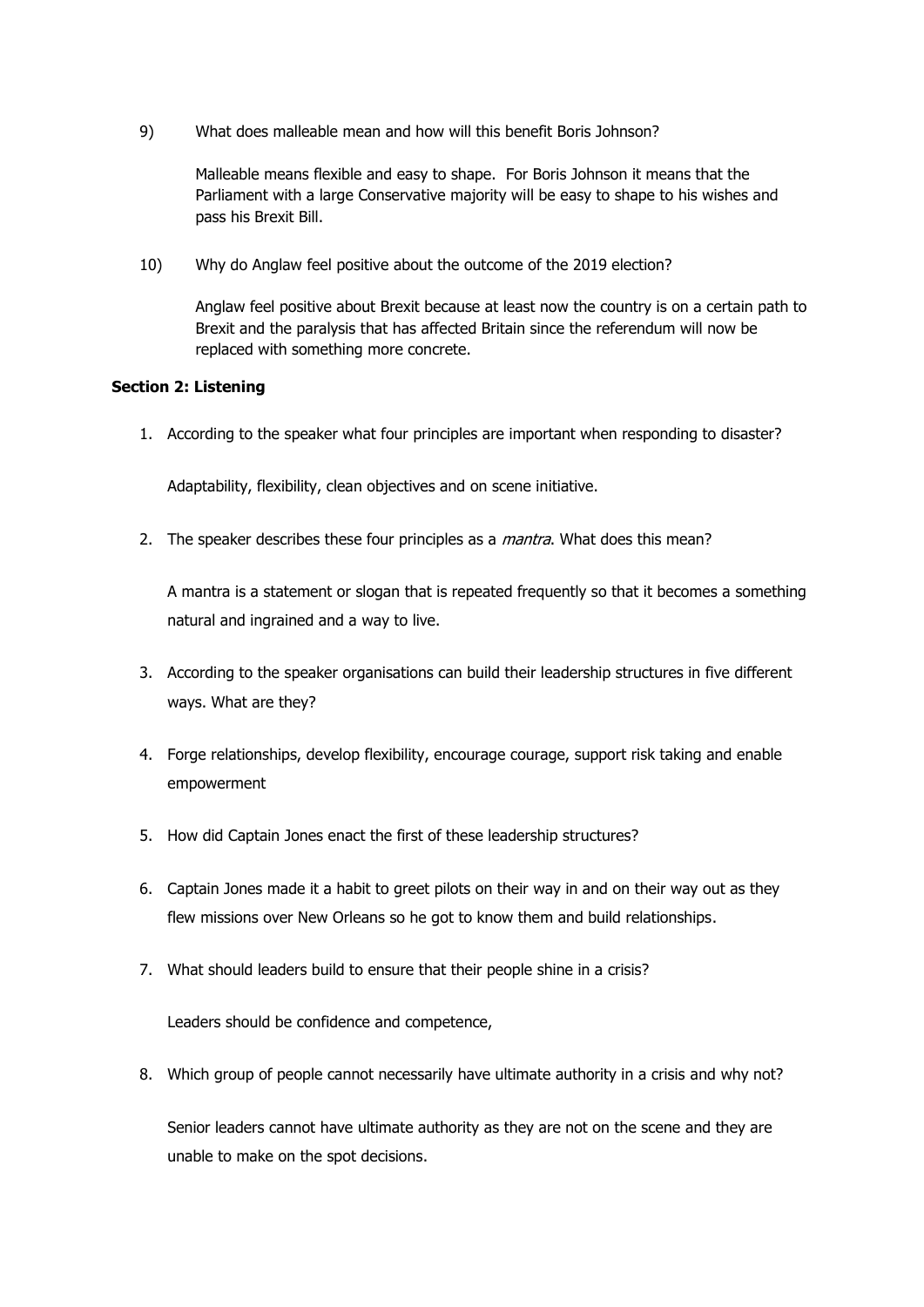9) What does malleable mean and how will this benefit Boris Johnson?

   Malleable means flexible and easy to shape. For Boris Johnson it means that the Parliament with a large Conservative majority will be easy to shape to his wishes and pass his Brexit Bill.

10) Why do Anglaw feel positive about the outcome of the 2019 election?

   Anglaw feel positive about Brexit because at least now the country is on a certain path to Brexit and the paralysis that has affected Britain since the referendum will now be replaced with something more concrete.

**Section 2: Listening**

1. According to the speaker what four principles are important when responding to disaster?

   Adaptability, flexibility, clean objectives and on scene initiative.

2. The speaker describes these four principles as a *mantra*. What does this mean?

   A mantra is a statement or slogan that is repeated frequently so that it becomes a something natural and ingrained and a way to live.

3. According to the speaker organisations can build their leadership structures in five different ways. What are they?

4. Forge relationships, develop flexibility, encourage courage, support risk taking and enable empowerment

5. How did Captain Jones enact the first of these leadership structures?

6. Captain Jones made it a habit to greet pilots on their way in and on their way out as they flew missions over New Orleans so he got to know them and build relationships.

7. What should leaders build to ensure that their people shine in a crisis?

   Leaders should be confidence and competence,

8. Which group of people cannot necessarily have ultimate authority in a crisis and why not?

   Senior leaders cannot have ultimate authority as they are not on the scene and they are unable to make on the spot decisions.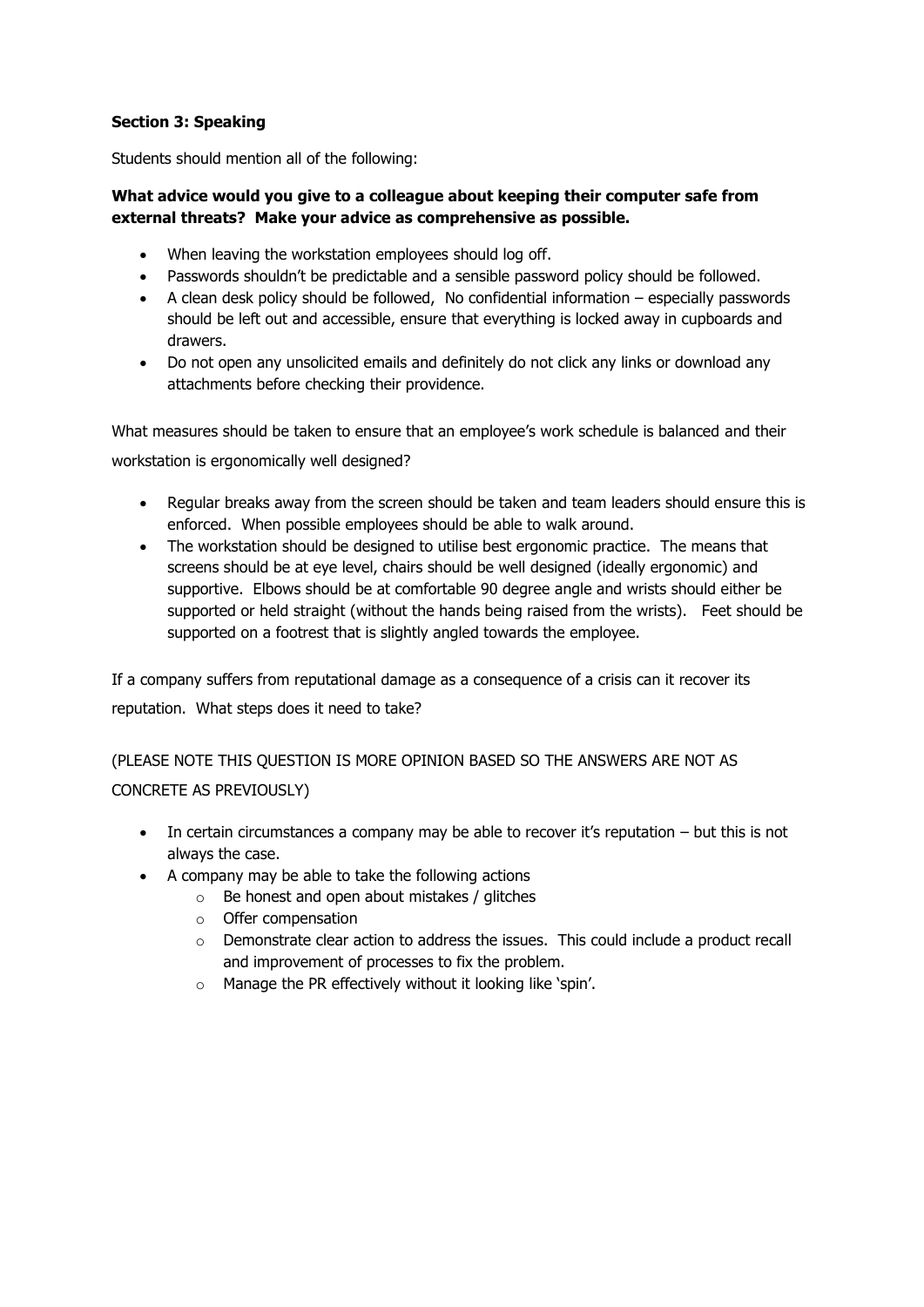**Section 3: Speaking**

Students should mention all of the following:

**What advice would you give to a colleague about keeping their computer safe from external threats? Make your advice as comprehensive as possible.**

- When leaving the workstation employees should log off.
- Passwords shouldn't be predictable and a sensible password policy should be followed.
- A clean desk policy should be followed, No confidential information – especially passwords should be left out and accessible, ensure that everything is locked away in cupboards and drawers.
- Do not open any unsolicited emails and definitely do not click any links or download any attachments before checking their providence.

What measures should be taken to ensure that an employee's work schedule is balanced and their workstation is ergonomically well designed?

- Regular breaks away from the screen should be taken and team leaders should ensure this is enforced. When possible employees should be able to walk around.
- The workstation should be designed to utilise best ergonomic practice. The means that screens should be at eye level, chairs should be well designed (ideally ergonomic) and supportive. Elbows should be at comfortable 90 degree angle and wrists should either be supported or held straight (without the hands being raised from the wrists). Feet should be supported on a footrest that is slightly angled towards the employee.

If a company suffers from reputational damage as a consequence of a crisis can it recover its reputation. What steps does it need to take?

(PLEASE NOTE THIS QUESTION IS MORE OPINION BASED SO THE ANSWERS ARE NOT AS CONCRETE AS PREVIOUSLY)

- In certain circumstances a company may be able to recover it's reputation – but this is not always the case.
- A company may be able to take the following actions
    - Be honest and open about mistakes / glitches
    - Offer compensation
    - Demonstrate clear action to address the issues. This could include a product recall and improvement of processes to fix the problem.
    - Manage the PR effectively without it looking like 'spin'.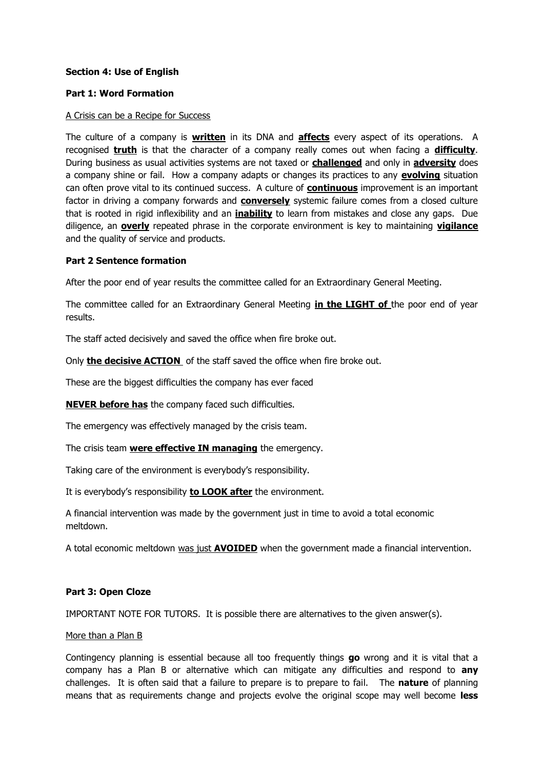**Section 4: Use of English**

**Part 1: Word Formation**

A Crisis can be a Recipe for Success

The culture of a company is **written** in its DNA and **affects** every aspect of its operations. A recognised **truth** is that the character of a company really comes out when facing a **difficulty**. During business as usual activities systems are not taxed or **challenged** and only in **adversity** does a company shine or fail. How a company adapts or changes its practices to any **evolving** situation can often prove vital to its continued success. A culture of **continuous** improvement is an important factor in driving a company forwards and **conversely** systemic failure comes from a closed culture that is rooted in rigid inflexibility and an **inability** to learn from mistakes and close any gaps. Due diligence, an **overly** repeated phrase in the corporate environment is key to maintaining **vigilance** and the quality of service and products.

**Part 2 Sentence formation**

After the poor end of year results the committee called for an Extraordinary General Meeting.

The committee called for an Extraordinary General Meeting **in the LIGHT of** the poor end of year results.

The staff acted decisively and saved the office when fire broke out.

Only **the decisive ACTION** of the staff saved the office when fire broke out.

These are the biggest difficulties the company has ever faced

**NEVER before has** the company faced such difficulties.

The emergency was effectively managed by the crisis team.

The crisis team **were effective IN managing** the emergency.

Taking care of the environment is everybody's responsibility.

It is everybody's responsibility **to LOOK after** the environment.

A financial intervention was made by the government just in time to avoid a total economic meltdown.

A total economic meltdown was just **AVOIDED** when the government made a financial intervention.

**Part 3: Open Cloze**

IMPORTANT NOTE FOR TUTORS. It is possible there are alternatives to the given answer(s).

More than a Plan B

Contingency planning is essential because all too frequently things **go** wrong and it is vital that a company has a Plan B or alternative which can mitigate any difficulties and respond to **any** challenges. It is often said that a failure to prepare is to prepare to fail. The **nature** of planning means that as requirements change and projects evolve the original scope may well become **less**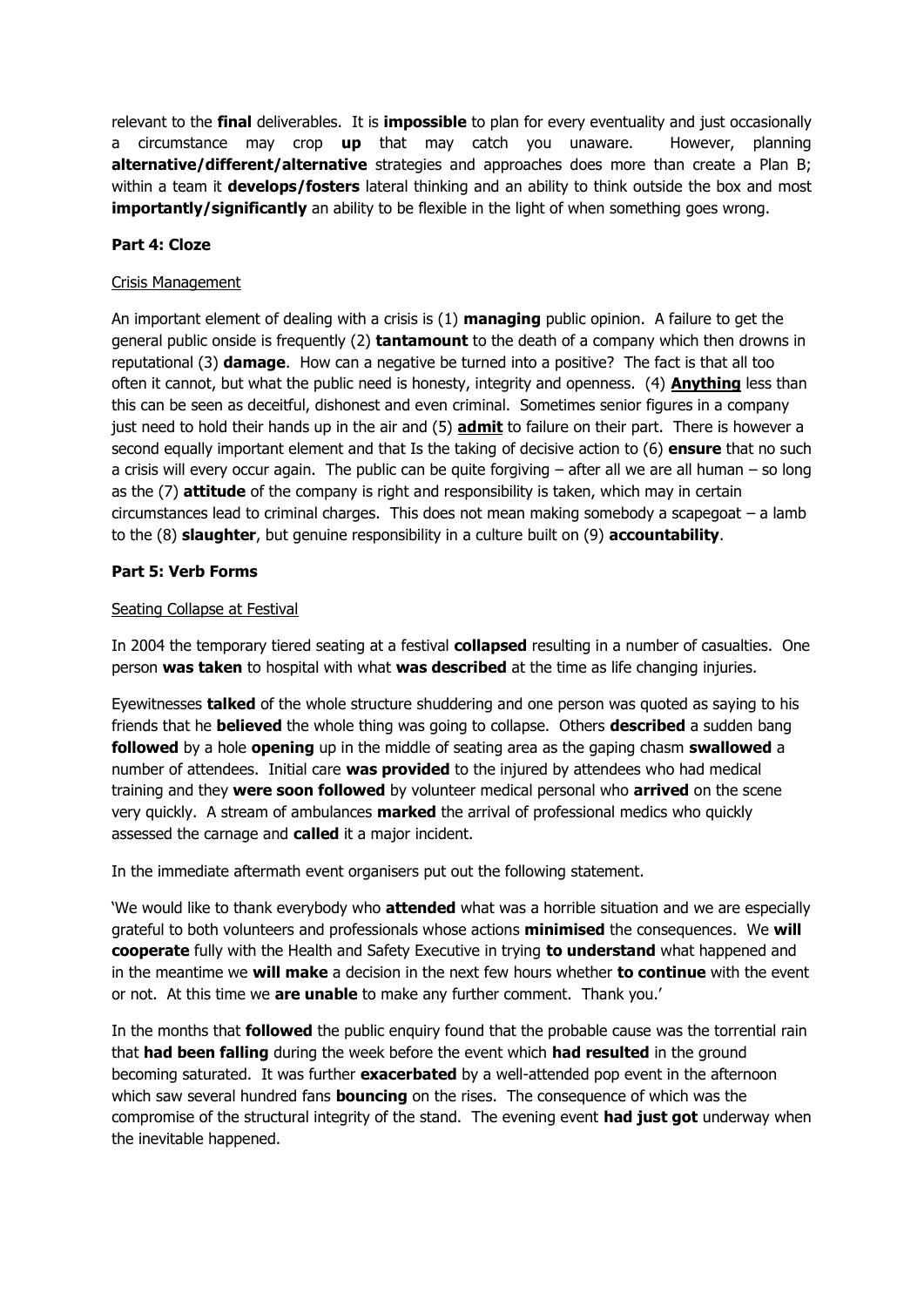relevant to the **final** deliverables. It is **impossible** to plan for every eventuality and just occasionally a circumstance may crop **up** that may catch you unaware. However, planning **alternative/different/alternative** strategies and approaches does more than create a Plan B; within a team it **develops/fosters** lateral thinking and an ability to think outside the box and most **importantly/significantly** an ability to be flexible in the light of when something goes wrong.

### Part 4: Cloze

Crisis Management

An important element of dealing with a crisis is (1) **managing** public opinion. A failure to get the general public onside is frequently (2) **tantamount** to the death of a company which then drowns in reputational (3) **damage**. How can a negative be turned into a positive? The fact is that all too often it cannot, but what the public need is honesty, integrity and openness. (4) **Anything** less than this can be seen as deceitful, dishonest and even criminal. Sometimes senior figures in a company just need to hold their hands up in the air and (5) **admit** to failure on their part. There is however a second equally important element and that Is the taking of decisive action to (6) **ensure** that no such a crisis will every occur again. The public can be quite forgiving – after all we are all human – so long as the (7) **attitude** of the company is right and responsibility is taken, which may in certain circumstances lead to criminal charges. This does not mean making somebody a scapegoat – a lamb to the (8) **slaughter**, but genuine responsibility in a culture built on (9) **accountability**.

### Part 5: Verb Forms

Seating Collapse at Festival

In 2004 the temporary tiered seating at a festival **collapsed** resulting in a number of casualties. One person **was taken** to hospital with what **was described** at the time as life changing injuries.

Eyewitnesses **talked** of the whole structure shuddering and one person was quoted as saying to his friends that he **believed** the whole thing was going to collapse. Others **described** a sudden bang **followed** by a hole **opening** up in the middle of seating area as the gaping chasm **swallowed** a number of attendees. Initial care **was provided** to the injured by attendees who had medical training and they **were soon followed** by volunteer medical personal who **arrived** on the scene very quickly. A stream of ambulances **marked** the arrival of professional medics who quickly assessed the carnage and **called** it a major incident.

In the immediate aftermath event organisers put out the following statement.

'We would like to thank everybody who **attended** what was a horrible situation and we are especially grateful to both volunteers and professionals whose actions **minimised** the consequences. We **will cooperate** fully with the Health and Safety Executive in trying **to understand** what happened and in the meantime we **will make** a decision in the next few hours whether **to continue** with the event or not. At this time we **are unable** to make any further comment. Thank you.'

In the months that **followed** the public enquiry found that the probable cause was the torrential rain that **had been falling** during the week before the event which **had resulted** in the ground becoming saturated. It was further **exacerbated** by a well-attended pop event in the afternoon which saw several hundred fans **bouncing** on the rises. The consequence of which was the compromise of the structural integrity of the stand. The evening event **had just got** underway when the inevitable happened.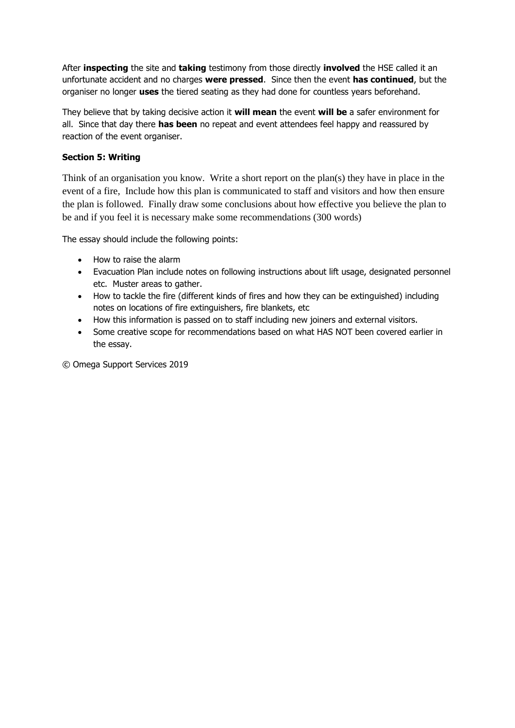After **inspecting** the site and **taking** testimony from those directly **involved** the HSE called it an unfortunate accident and no charges **were pressed**. Since then the event **has continued**, but the organiser no longer **uses** the tiered seating as they had done for countless years beforehand.

They believe that by taking decisive action it **will mean** the event **will be** a safer environment for all. Since that day there **has been** no repeat and event attendees feel happy and reassured by reaction of the event organiser.

**Section 5: Writing**

Think of an organisation you know. Write a short report on the plan(s) they have in place in the event of a fire, Include how this plan is communicated to staff and visitors and how then ensure the plan is followed. Finally draw some conclusions about how effective you believe the plan to be and if you feel it is necessary make some recommendations (300 words)

The essay should include the following points:

- How to raise the alarm
- Evacuation Plan include notes on following instructions about lift usage, designated personnel etc. Muster areas to gather.
- How to tackle the fire (different kinds of fires and how they can be extinguished) including notes on locations of fire extinguishers, fire blankets, etc
- How this information is passed on to staff including new joiners and external visitors.
- Some creative scope for recommendations based on what HAS NOT been covered earlier in the essay.

© Omega Support Services 2019